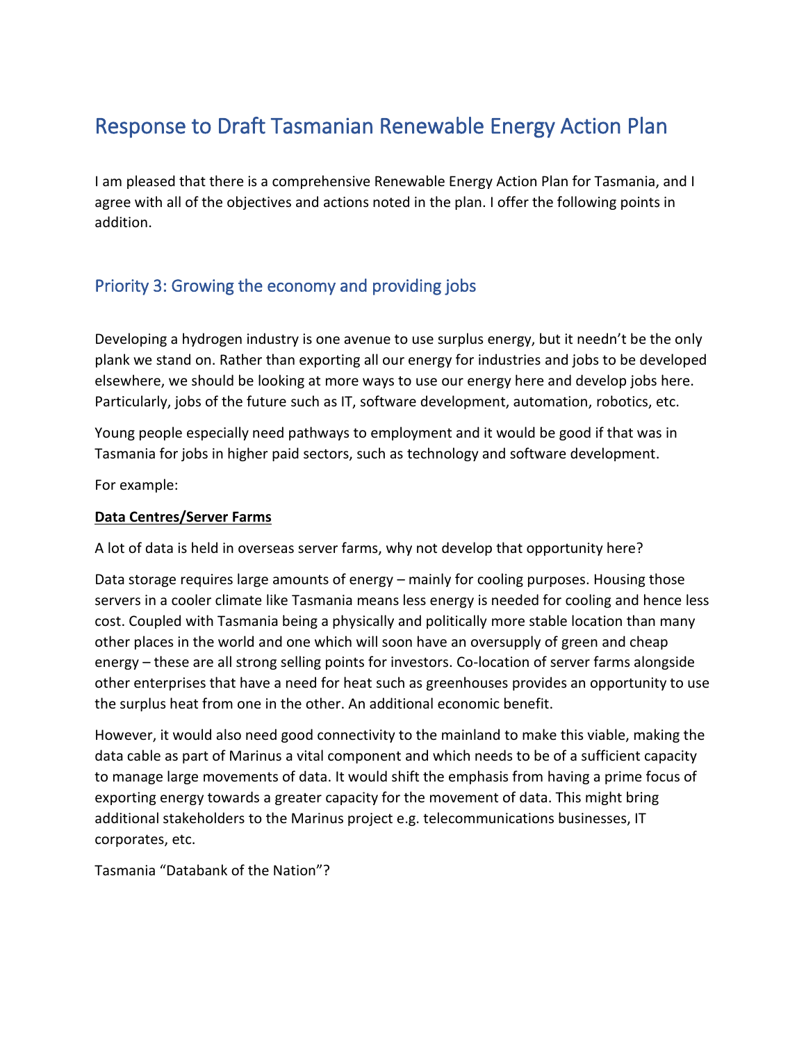# Response to Draft Tasmanian Renewable Energy Action Plan

I am pleased that there is a comprehensive Renewable Energy Action Plan for Tasmania, and I agree with all of the objectives and actions noted in the plan. I offer the following points in addition.

## Priority 3: Growing the economy and providing jobs

Developing a hydrogen industry is one avenue to use surplus energy, but it needn't be the only plank we stand on. Rather than exporting all our energy for industries and jobs to be developed elsewhere, we should be looking at more ways to use our energy here and develop jobs here. Particularly, jobs of the future such as IT, software development, automation, robotics, etc.

Young people especially need pathways to employment and it would be good if that was in Tasmania for jobs in higher paid sectors, such as technology and software development.

For example:

**Data Centres/Server Farms**

A lot of data is held in overseas server farms, why not develop that opportunity here?

Data storage requires large amounts of energy – mainly for cooling purposes. Housing those servers in a cooler climate like Tasmania means less energy is needed for cooling and hence less cost. Coupled with Tasmania being a physically and politically more stable location than many other places in the world and one which will soon have an oversupply of green and cheap energy – these are all strong selling points for investors. Co-location of server farms alongside other enterprises that have a need for heat such as greenhouses provides an opportunity to use the surplus heat from one in the other. An additional economic benefit.

However, it would also need good connectivity to the mainland to make this viable, making the data cable as part of Marinus a vital component and which needs to be of a sufficient capacity to manage large movements of data. It would shift the emphasis from having a prime focus of exporting energy towards a greater capacity for the movement of data. This might bring additional stakeholders to the Marinus project e.g. telecommunications businesses, IT corporates, etc.

Tasmania "Databank of the Nation"?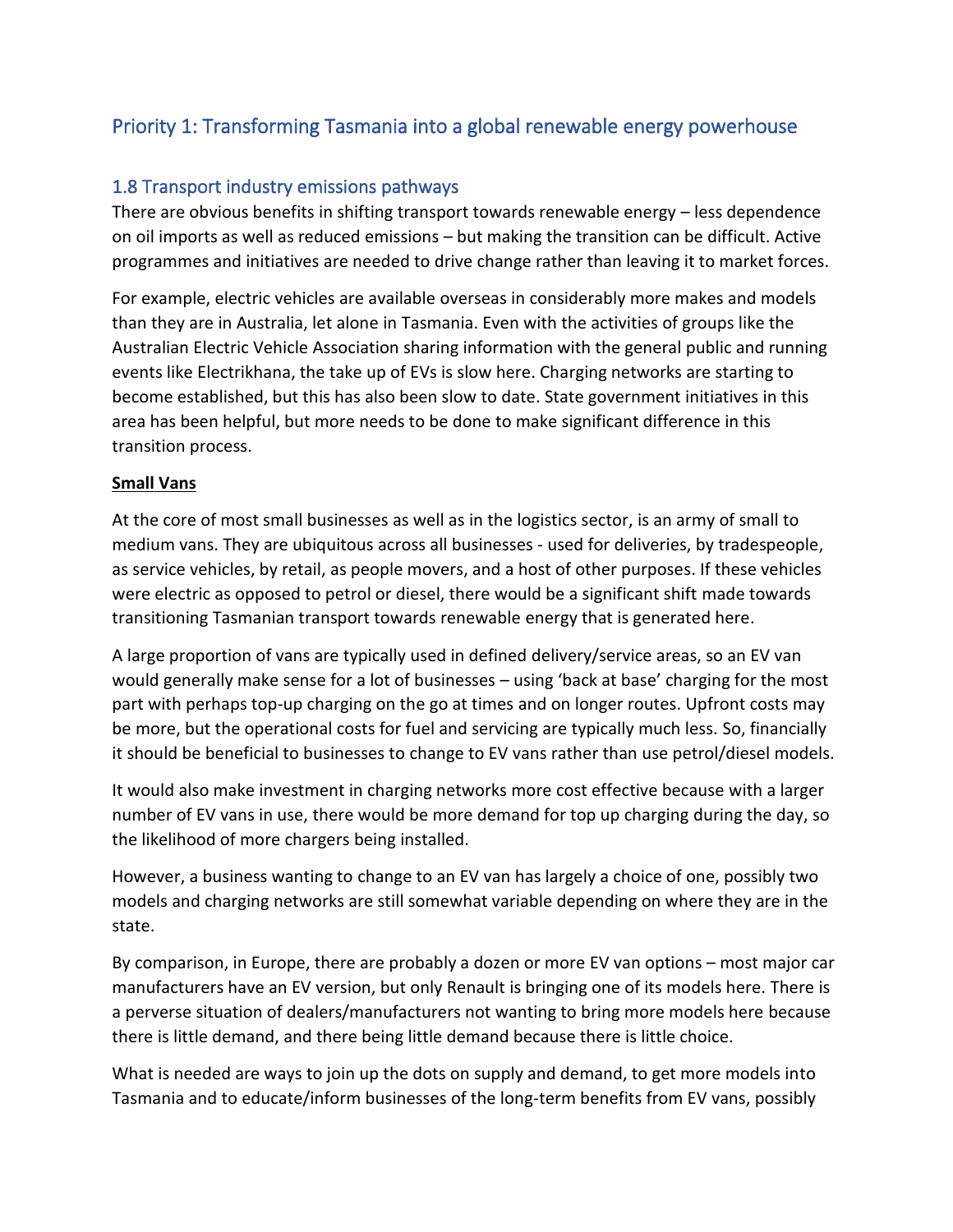## Priority 1: Transforming Tasmania into a global renewable energy powerhouse

### 1.8 Transport industry emissions pathways

There are obvious benefits in shifting transport towards renewable energy – less dependence on oil imports as well as reduced emissions – but making the transition can be difficult. Active programmes and initiatives are needed to drive change rather than leaving it to market forces.

For example, electric vehicles are available overseas in considerably more makes and models than they are in Australia, let alone in Tasmania. Even with the activities of groups like the Australian Electric Vehicle Association sharing information with the general public and running events like Electrikhana, the take up of EVs is slow here. Charging networks are starting to become established, but this has also been slow to date. State government initiatives in this area has been helpful, but more needs to be done to make significant difference in this transition process.

**Small Vans**

At the core of most small businesses as well as in the logistics sector, is an army of small to medium vans. They are ubiquitous across all businesses - used for deliveries, by tradespeople, as service vehicles, by retail, as people movers, and a host of other purposes. If these vehicles were electric as opposed to petrol or diesel, there would be a significant shift made towards transitioning Tasmanian transport towards renewable energy that is generated here.

A large proportion of vans are typically used in defined delivery/service areas, so an EV van would generally make sense for a lot of businesses – using 'back at base' charging for the most part with perhaps top-up charging on the go at times and on longer routes. Upfront costs may be more, but the operational costs for fuel and servicing are typically much less. So, financially it should be beneficial to businesses to change to EV vans rather than use petrol/diesel models.

It would also make investment in charging networks more cost effective because with a larger number of EV vans in use, there would be more demand for top up charging during the day, so the likelihood of more chargers being installed.

However, a business wanting to change to an EV van has largely a choice of one, possibly two models and charging networks are still somewhat variable depending on where they are in the state.

By comparison, in Europe, there are probably a dozen or more EV van options – most major car manufacturers have an EV version, but only Renault is bringing one of its models here. There is a perverse situation of dealers/manufacturers not wanting to bring more models here because there is little demand, and there being little demand because there is little choice.

What is needed are ways to join up the dots on supply and demand, to get more models into Tasmania and to educate/inform businesses of the long-term benefits from EV vans, possibly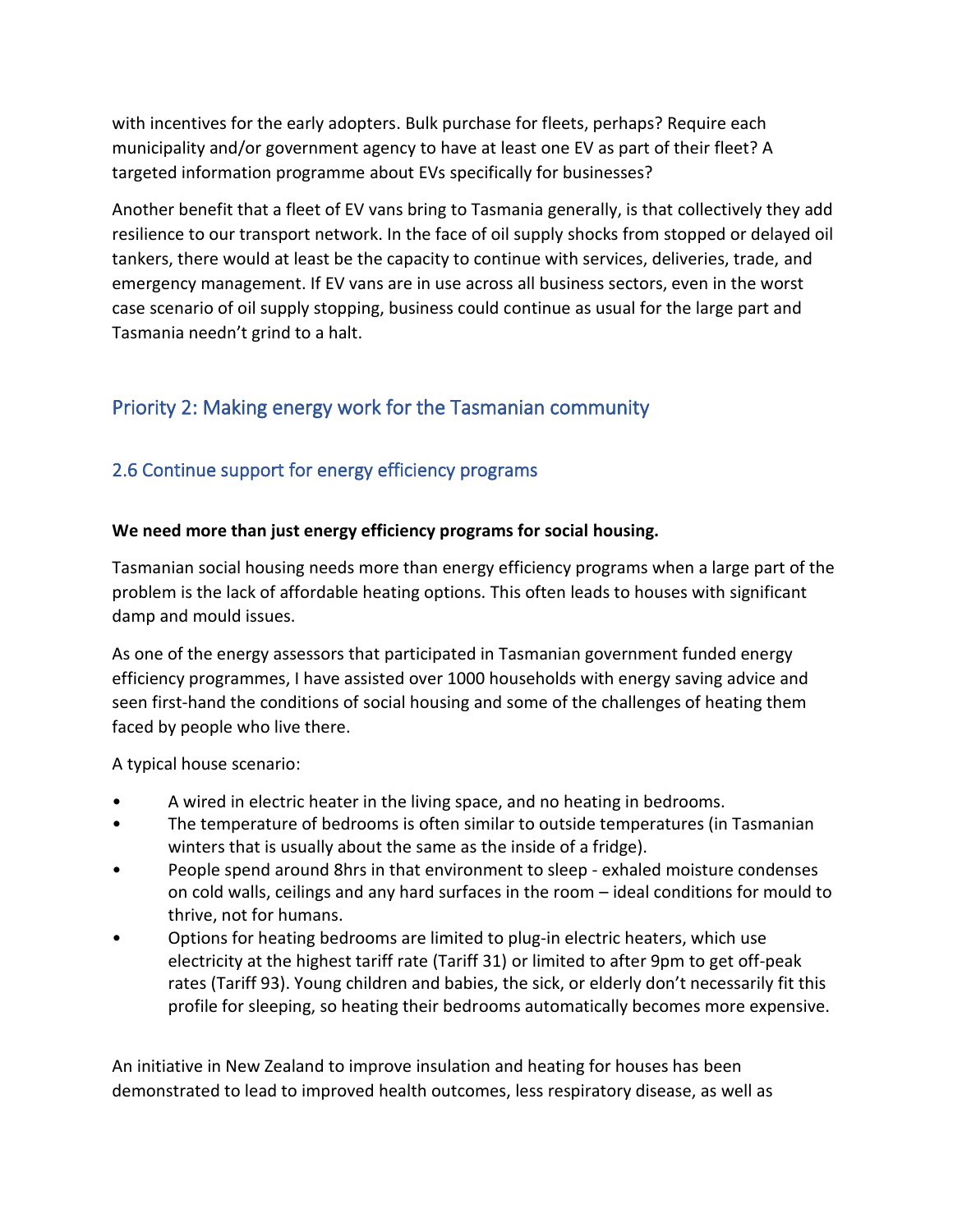with incentives for the early adopters. Bulk purchase for fleets, perhaps? Require each municipality and/or government agency to have at least one EV as part of their fleet? A targeted information programme about EVs specifically for businesses?

Another benefit that a fleet of EV vans bring to Tasmania generally, is that collectively they add resilience to our transport network. In the face of oil supply shocks from stopped or delayed oil tankers, there would at least be the capacity to continue with services, deliveries, trade, and emergency management. If EV vans are in use across all business sectors, even in the worst case scenario of oil supply stopping, business could continue as usual for the large part and Tasmania needn't grind to a halt.

## Priority 2: Making energy work for the Tasmanian community

### 2.6 Continue support for energy efficiency programs

**We need more than just energy efficiency programs for social housing.**

Tasmanian social housing needs more than energy efficiency programs when a large part of the problem is the lack of affordable heating options. This often leads to houses with significant damp and mould issues.

As one of the energy assessors that participated in Tasmanian government funded energy efficiency programmes, I have assisted over 1000 households with energy saving advice and seen first-hand the conditions of social housing and some of the challenges of heating them faced by people who live there.

A typical house scenario:

- A wired in electric heater in the living space, and no heating in bedrooms.
- The temperature of bedrooms is often similar to outside temperatures (in Tasmanian winters that is usually about the same as the inside of a fridge).
- People spend around 8hrs in that environment to sleep - exhaled moisture condenses on cold walls, ceilings and any hard surfaces in the room – ideal conditions for mould to thrive, not for humans.
- Options for heating bedrooms are limited to plug-in electric heaters, which use electricity at the highest tariff rate (Tariff 31) or limited to after 9pm to get off-peak rates (Tariff 93). Young children and babies, the sick, or elderly don't necessarily fit this profile for sleeping, so heating their bedrooms automatically becomes more expensive.

An initiative in New Zealand to improve insulation and heating for houses has been demonstrated to lead to improved health outcomes, less respiratory disease, as well as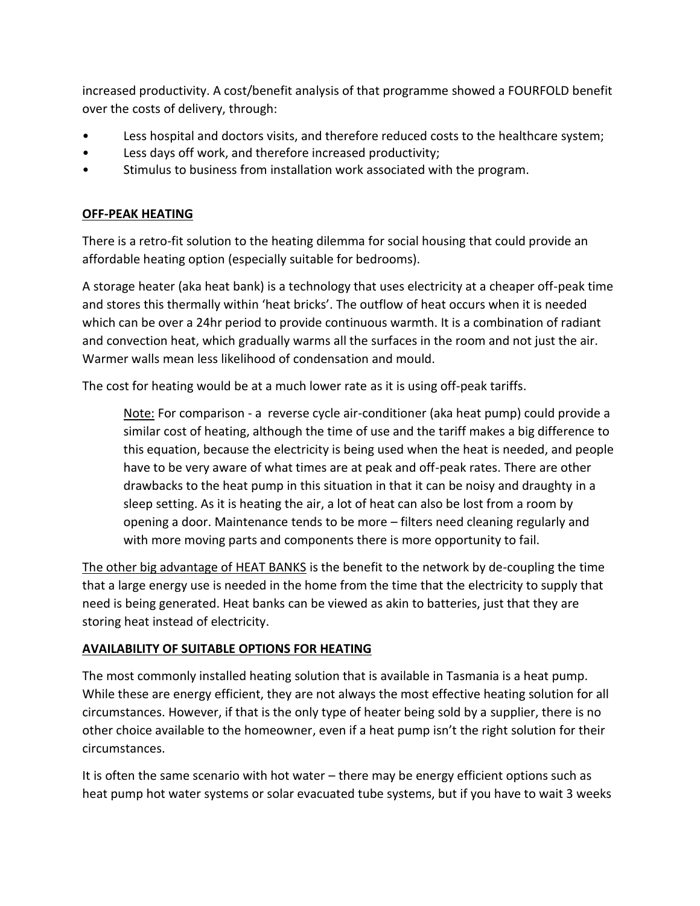increased productivity. A cost/benefit analysis of that programme showed a FOURFOLD benefit over the costs of delivery, through:

- Less hospital and doctors visits, and therefore reduced costs to the healthcare system;
- Less days off work, and therefore increased productivity;
- Stimulus to business from installation work associated with the program.

## OFF-PEAK HEATING

There is a retro-fit solution to the heating dilemma for social housing that could provide an affordable heating option (especially suitable for bedrooms).

A storage heater (aka heat bank) is a technology that uses electricity at a cheaper off-peak time and stores this thermally within 'heat bricks'. The outflow of heat occurs when it is needed which can be over a 24hr period to provide continuous warmth. It is a combination of radiant and convection heat, which gradually warms all the surfaces in the room and not just the air. Warmer walls mean less likelihood of condensation and mould.

The cost for heating would be at a much lower rate as it is using off-peak tariffs.

> Note: For comparison - a reverse cycle air-conditioner (aka heat pump) could provide a similar cost of heating, although the time of use and the tariff makes a big difference to this equation, because the electricity is being used when the heat is needed, and people have to be very aware of what times are at peak and off-peak rates. There are other drawbacks to the heat pump in this situation in that it can be noisy and draughty in a sleep setting. As it is heating the air, a lot of heat can also be lost from a room by opening a door. Maintenance tends to be more – filters need cleaning regularly and with more moving parts and components there is more opportunity to fail.

The other big advantage of HEAT BANKS is the benefit to the network by de-coupling the time that a large energy use is needed in the home from the time that the electricity to supply that need is being generated. Heat banks can be viewed as akin to batteries, just that they are storing heat instead of electricity.

## AVAILABILITY OF SUITABLE OPTIONS FOR HEATING

The most commonly installed heating solution that is available in Tasmania is a heat pump. While these are energy efficient, they are not always the most effective heating solution for all circumstances. However, if that is the only type of heater being sold by a supplier, there is no other choice available to the homeowner, even if a heat pump isn't the right solution for their circumstances.

It is often the same scenario with hot water – there may be energy efficient options such as heat pump hot water systems or solar evacuated tube systems, but if you have to wait 3 weeks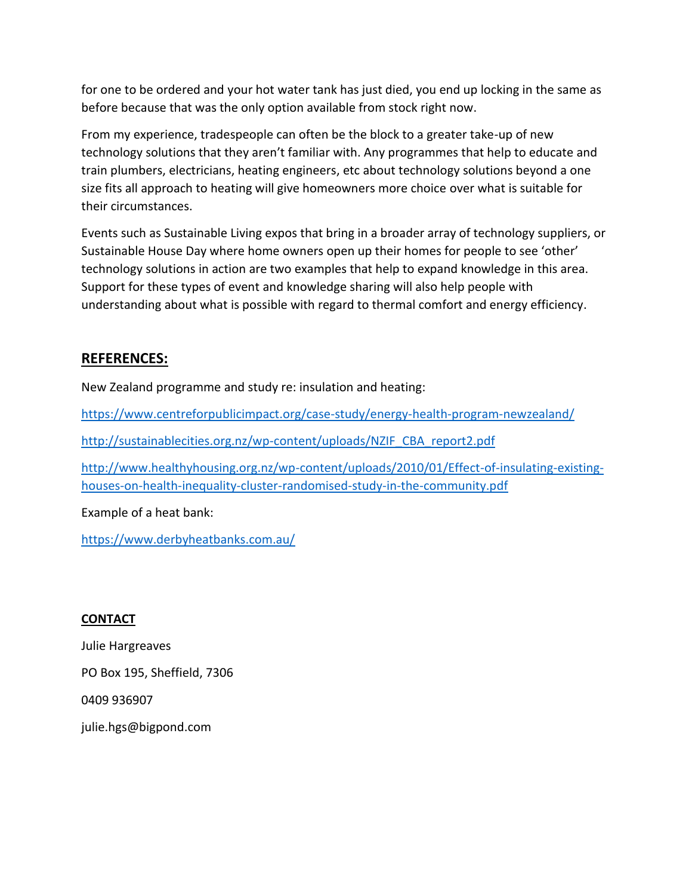for one to be ordered and your hot water tank has just died, you end up locking in the same as before because that was the only option available from stock right now.

From my experience, tradespeople can often be the block to a greater take-up of new technology solutions that they aren't familiar with. Any programmes that help to educate and train plumbers, electricians, heating engineers, etc about technology solutions beyond a one size fits all approach to heating will give homeowners more choice over what is suitable for their circumstances.

Events such as Sustainable Living expos that bring in a broader array of technology suppliers, or Sustainable House Day where home owners open up their homes for people to see 'other' technology solutions in action are two examples that help to expand knowledge in this area. Support for these types of event and knowledge sharing will also help people with understanding about what is possible with regard to thermal comfort and energy efficiency.

## **REFERENCES:**

New Zealand programme and study re: insulation and heating:

https://www.centreforpublicimpact.org/case-study/energy-health-program-newzealand/

http://sustainablecities.org.nz/wp-content/uploads/NZIF_CBA_report2.pdf

http://www.healthyhousing.org.nz/wp-content/uploads/2010/01/Effect-of-insulating-existing-houses-on-health-inequality-cluster-randomised-study-in-the-community.pdf

Example of a heat bank:

https://www.derbyheatbanks.com.au/

**CONTACT**

Julie Hargreaves

PO Box 195, Sheffield, 7306

0409 936907

julie.hgs@bigpond.com